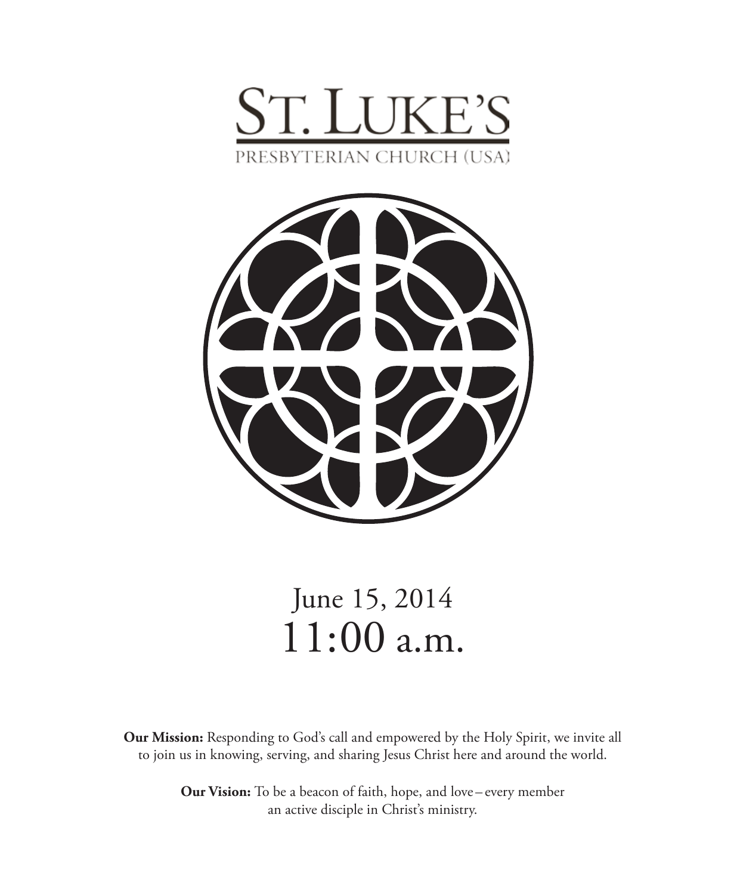# ST. LUKE'S

PRESBYTERIAN CHURCH (USA)

June 15, 2014
11:00 a.m.

**Our Mission:** Responding to God's call and empowered by the Holy Spirit, we invite all to join us in knowing, serving, and sharing Jesus Christ here and around the world.

**Our Vision:** To be a beacon of faith, hope, and love – every member an active disciple in Christ's ministry.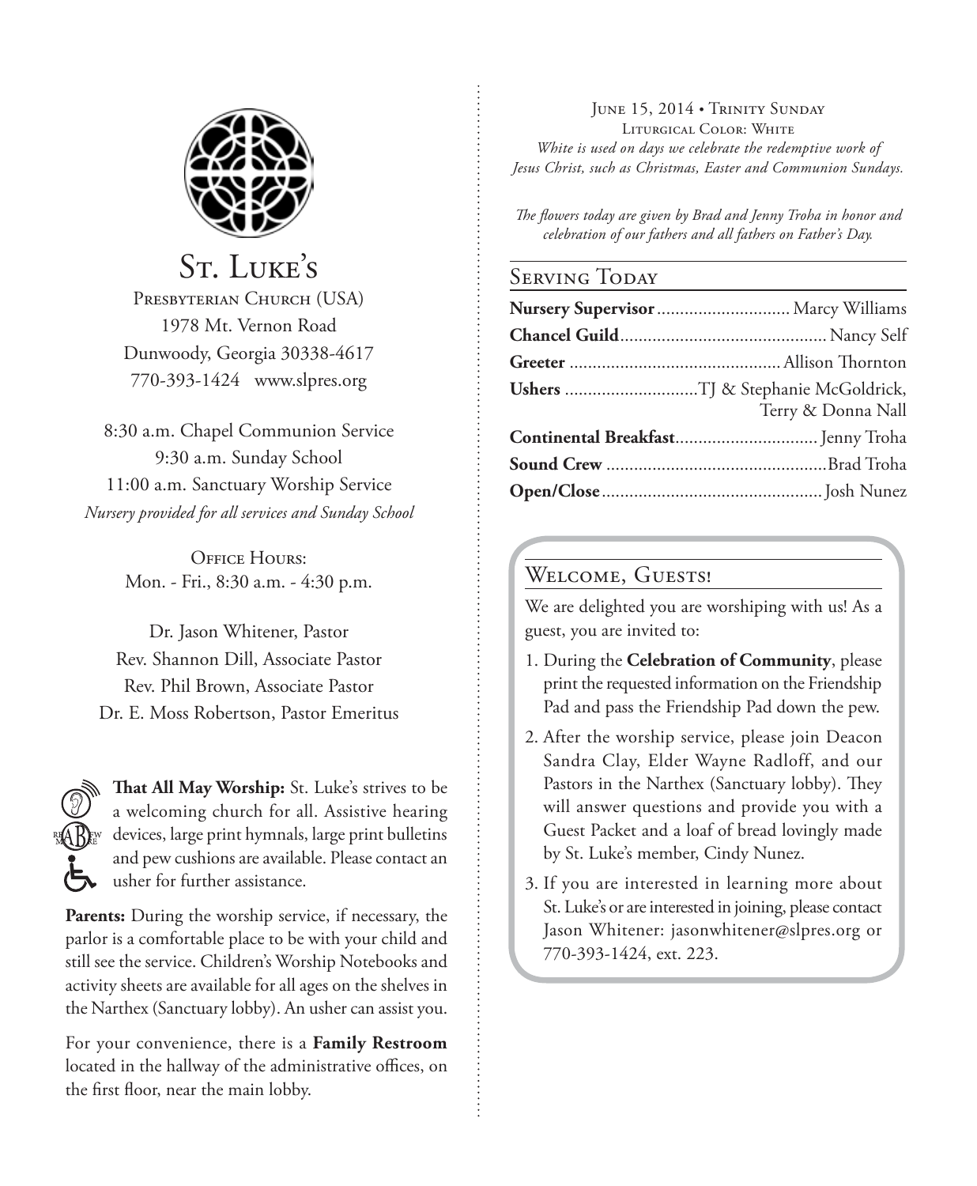# St. Luke's

Presbyterian Church (USA)
1978 Mt. Vernon Road
Dunwoody, Georgia 30338-4617
770-393-1424 www.slpres.org

8:30 a.m. Chapel Communion Service
9:30 a.m. Sunday School
11:00 a.m. Sanctuary Worship Service
*Nursery provided for all services and Sunday School*

Office Hours:
Mon. - Fri., 8:30 a.m. - 4:30 p.m.

Dr. Jason Whitener, Pastor
Rev. Shannon Dill, Associate Pastor
Rev. Phil Brown, Associate Pastor
Dr. E. Moss Robertson, Pastor Emeritus

**That All May Worship:** St. Luke's strives to be a welcoming church for all. Assistive hearing devices, large print hymnals, large print bulletins and pew cushions are available. Please contact an usher for further assistance.

**Parents:** During the worship service, if necessary, the parlor is a comfortable place to be with your child and still see the service. Children's Worship Notebooks and activity sheets are available for all ages on the shelves in the Narthex (Sanctuary lobby). An usher can assist you.

For your convenience, there is a **Family Restroom** located in the hallway of the administrative offices, on the first floor, near the main lobby.

June 15, 2014 • Trinity Sunday
Liturgical Color: White
*White is used on days we celebrate the redemptive work of Jesus Christ, such as Christmas, Easter and Communion Sundays.*

*The flowers today are given by Brad and Jenny Troha in honor and celebration of our fathers and all fathers on Father's Day.*

## Serving Today

**Nursery Supervisor** ............ Marcy Williams
**Chancel Guild** ............ Nancy Self
**Greeter** ............ Allison Thornton
**Ushers** ............ TJ & Stephanie McGoldrick, Terry & Donna Nall
**Continental Breakfast** ............ Jenny Troha
**Sound Crew** ............ Brad Troha
**Open/Close** ............ Josh Nunez

## Welcome, Guests!

We are delighted you are worshiping with us! As a guest, you are invited to:

1. During the **Celebration of Community**, please print the requested information on the Friendship Pad and pass the Friendship Pad down the pew.
2. After the worship service, please join Deacon Sandra Clay, Elder Wayne Radloff, and our Pastors in the Narthex (Sanctuary lobby). They will answer questions and provide you with a Guest Packet and a loaf of bread lovingly made by St. Luke's member, Cindy Nunez.
3. If you are interested in learning more about St. Luke's or are interested in joining, please contact Jason Whitener: jasonwhitener@slpres.org or 770-393-1424, ext. 223.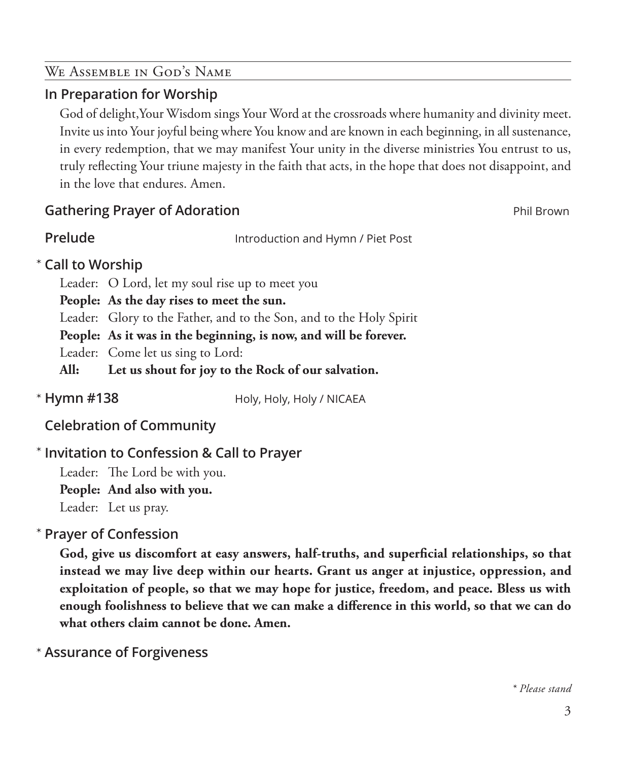## We Assemble in God's Name

### In Preparation for Worship

God of delight, Your Wisdom sings Your Word at the crossroads where humanity and divinity meet. Invite us into Your joyful being where You know and are known in each beginning, in all sustenance, in every redemption, that we may manifest Your unity in the diverse ministries You entrust to us, truly reflecting Your triune majesty in the faith that acts, in the hope that does not disappoint, and in the love that endures. Amen.

### Gathering Prayer of Adoration — Phil Brown

### Prelude — Introduction and Hymn / Piet Post

### * Call to Worship

Leader: O Lord, let my soul rise up to meet you
**People: As the day rises to meet the sun.**
Leader: Glory to the Father, and to the Son, and to the Holy Spirit
**People: As it was in the beginning, is now, and will be forever.**
Leader: Come let us sing to Lord:
**All: Let us shout for joy to the Rock of our salvation.**

### * Hymn #138 — Holy, Holy, Holy / NICAEA

### Celebration of Community

### * Invitation to Confession & Call to Prayer

Leader: The Lord be with you.
**People: And also with you.**
Leader: Let us pray.

### * Prayer of Confession

**God, give us discomfort at easy answers, half-truths, and superficial relationships, so that instead we may live deep within our hearts. Grant us anger at injustice, oppression, and exploitation of people, so that we may hope for justice, freedom, and peace. Bless us with enough foolishness to believe that we can make a difference in this world, so that we can do what others claim cannot be done. Amen.**

### * Assurance of Forgiveness

*\* Please stand*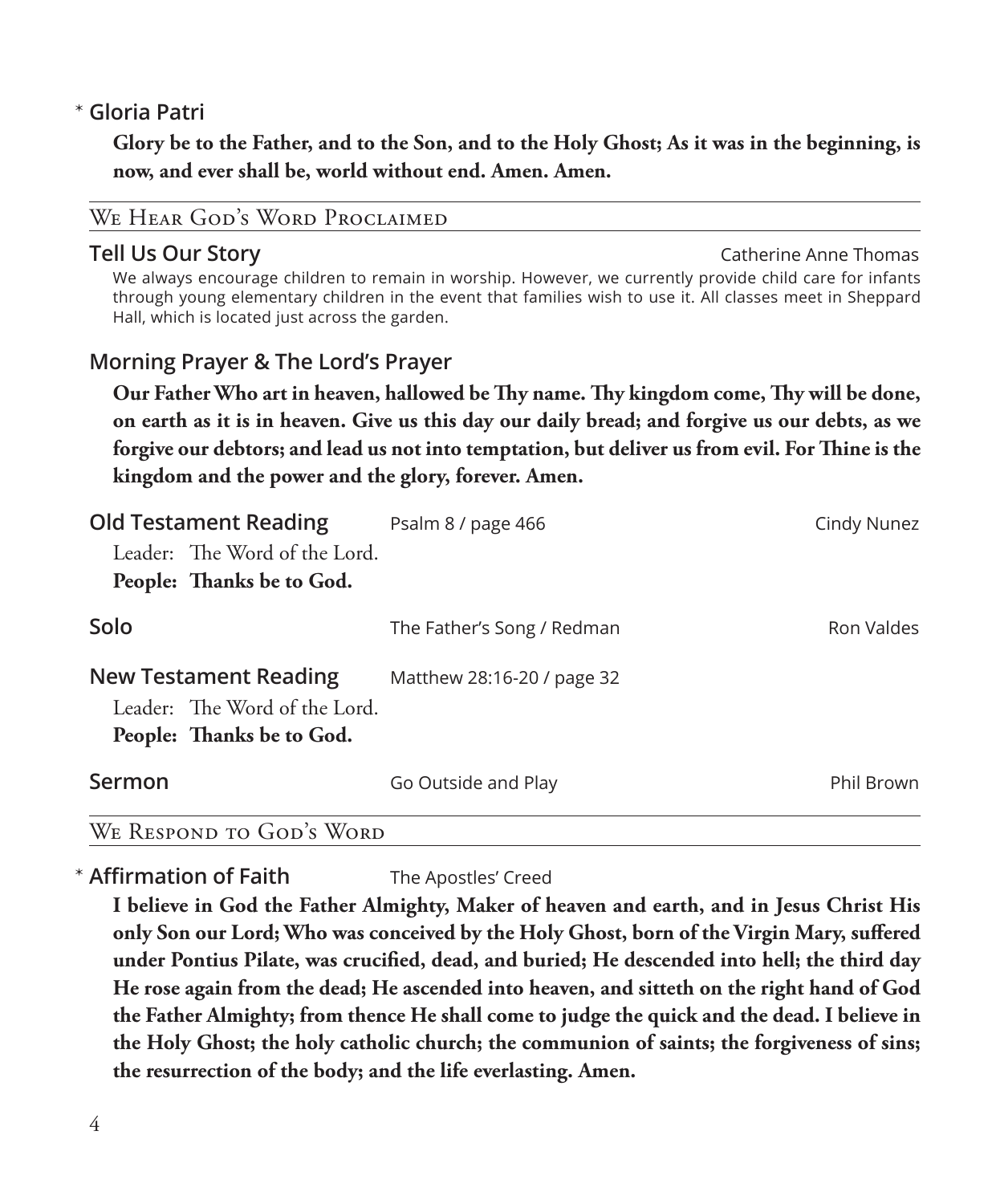\* **Gloria Patri**

**Glory be to the Father, and to the Son, and to the Holy Ghost; As it was in the beginning, is now, and ever shall be, world without end. Amen. Amen.**

## We Hear God's Word Proclaimed

**Tell Us Our Story** — Catherine Anne Thomas

We always encourage children to remain in worship. However, we currently provide child care for infants through young elementary children in the event that families wish to use it. All classes meet in Sheppard Hall, which is located just across the garden.

**Morning Prayer & The Lord's Prayer**

**Our Father Who art in heaven, hallowed be Thy name. Thy kingdom come, Thy will be done, on earth as it is in heaven. Give us this day our daily bread; and forgive us our debts, as we forgive our debtors; and lead us not into temptation, but deliver us from evil. For Thine is the kingdom and the power and the glory, forever. Amen.**

**Old Testament Reading** — Psalm 8 / page 466 — Cindy Nunez

Leader: The Word of the Lord.
**People: Thanks be to God.**

**Solo** — The Father's Song / Redman — Ron Valdes

**New Testament Reading** — Matthew 28:16-20 / page 32

Leader: The Word of the Lord.
**People: Thanks be to God.**

**Sermon** — Go Outside and Play — Phil Brown

## We Respond to God's Word

\* **Affirmation of Faith** — The Apostles' Creed

**I believe in God the Father Almighty, Maker of heaven and earth, and in Jesus Christ His only Son our Lord; Who was conceived by the Holy Ghost, born of the Virgin Mary, suffered under Pontius Pilate, was crucified, dead, and buried; He descended into hell; the third day He rose again from the dead; He ascended into heaven, and sitteth on the right hand of God the Father Almighty; from thence He shall come to judge the quick and the dead. I believe in the Holy Ghost; the holy catholic church; the communion of saints; the forgiveness of sins; the resurrection of the body; and the life everlasting. Amen.**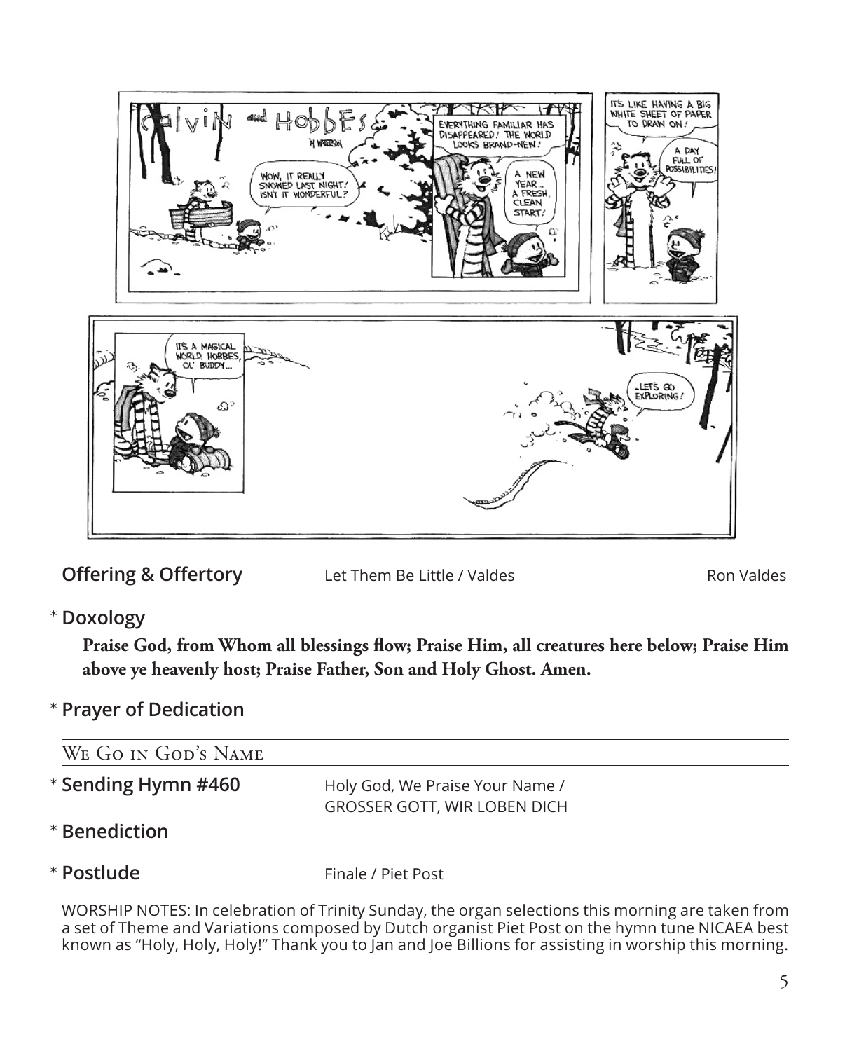**Offering & Offertory** Let Them Be Little / Valdes Ron Valdes

\* **Doxology**

**Praise God, from Whom all blessings flow; Praise Him, all creatures here below; Praise Him above ye heavenly host; Praise Father, Son and Holy Ghost. Amen.**

\* **Prayer of Dedication**

## We Go in God's Name

\* **Sending Hymn #460** Holy God, We Praise Your Name / GROSSER GOTT, WIR LOBEN DICH

\* **Benediction**

\* **Postlude** Finale / Piet Post

WORSHIP NOTES: In celebration of Trinity Sunday, the organ selections this morning are taken from a set of Theme and Variations composed by Dutch organist Piet Post on the hymn tune NICAEA best known as "Holy, Holy, Holy!" Thank you to Jan and Joe Billions for assisting in worship this morning.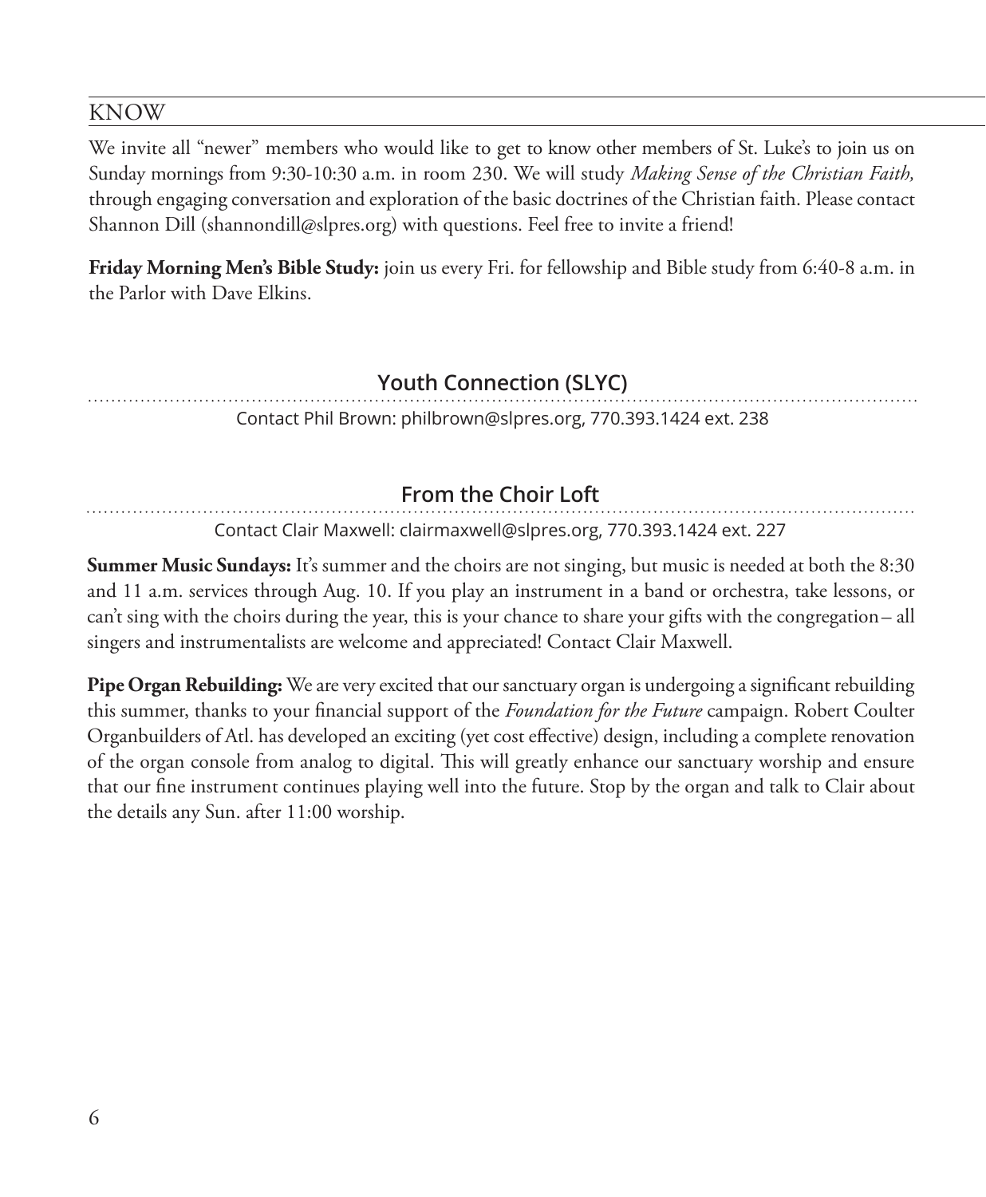## KNOW

We invite all "newer" members who would like to get to know other members of St. Luke's to join us on Sunday mornings from 9:30-10:30 a.m. in room 230. We will study *Making Sense of the Christian Faith,* through engaging conversation and exploration of the basic doctrines of the Christian faith. Please contact Shannon Dill (shannondill@slpres.org) with questions. Feel free to invite a friend!

**Friday Morning Men's Bible Study:** join us every Fri. for fellowship and Bible study from 6:40-8 a.m. in the Parlor with Dave Elkins.

### Youth Connection (SLYC)

Contact Phil Brown: philbrown@slpres.org, 770.393.1424 ext. 238

### From the Choir Loft

Contact Clair Maxwell: clairmaxwell@slpres.org, 770.393.1424 ext. 227

**Summer Music Sundays:** It's summer and the choirs are not singing, but music is needed at both the 8:30 and 11 a.m. services through Aug. 10. If you play an instrument in a band or orchestra, take lessons, or can't sing with the choirs during the year, this is your chance to share your gifts with the congregation– all singers and instrumentalists are welcome and appreciated! Contact Clair Maxwell.

**Pipe Organ Rebuilding:** We are very excited that our sanctuary organ is undergoing a significant rebuilding this summer, thanks to your financial support of the *Foundation for the Future* campaign. Robert Coulter Organbuilders of Atl. has developed an exciting (yet cost effective) design, including a complete renovation of the organ console from analog to digital. This will greatly enhance our sanctuary worship and ensure that our fine instrument continues playing well into the future. Stop by the organ and talk to Clair about the details any Sun. after 11:00 worship.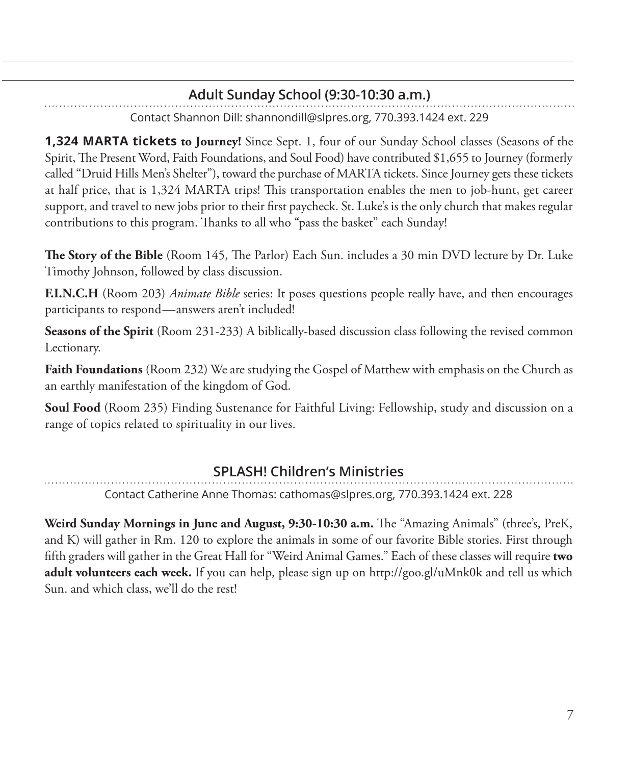## Adult Sunday School (9:30-10:30 a.m.)

Contact Shannon Dill: shannondill@slpres.org, 770.393.1424 ext. 229

**1,324 MARTA tickets to Journey!** Since Sept. 1, four of our Sunday School classes (Seasons of the Spirit, The Present Word, Faith Foundations, and Soul Food) have contributed $1,655 to Journey (formerly called "Druid Hills Men's Shelter"), toward the purchase of MARTA tickets. Since Journey gets these tickets at half price, that is 1,324 MARTA trips! This transportation enables the men to job-hunt, get career support, and travel to new jobs prior to their first paycheck. St. Luke's is the only church that makes regular contributions to this program. Thanks to all who "pass the basket" each Sunday!

**The Story of the Bible** (Room 145, The Parlor) Each Sun. includes a 30 min DVD lecture by Dr. Luke Timothy Johnson, followed by class discussion.

**F.I.N.C.H** (Room 203) *Animate Bible* series: It poses questions people really have, and then encourages participants to respond—answers aren't included!

**Seasons of the Spirit** (Room 231-233) A biblically-based discussion class following the revised common Lectionary.

**Faith Foundations** (Room 232) We are studying the Gospel of Matthew with emphasis on the Church as an earthly manifestation of the kingdom of God.

**Soul Food** (Room 235) Finding Sustenance for Faithful Living: Fellowship, study and discussion on a range of topics related to spirituality in our lives.

## SPLASH! Children's Ministries

Contact Catherine Anne Thomas: cathomas@slpres.org, 770.393.1424 ext. 228

**Weird Sunday Mornings in June and August, 9:30-10:30 a.m.** The "Amazing Animals" (three's, PreK, and K) will gather in Rm. 120 to explore the animals in some of our favorite Bible stories. First through fifth graders will gather in the Great Hall for "Weird Animal Games." Each of these classes will require **two adult volunteers each week.** If you can help, please sign up on http://goo.gl/uMnk0k and tell us which Sun. and which class, we'll do the rest!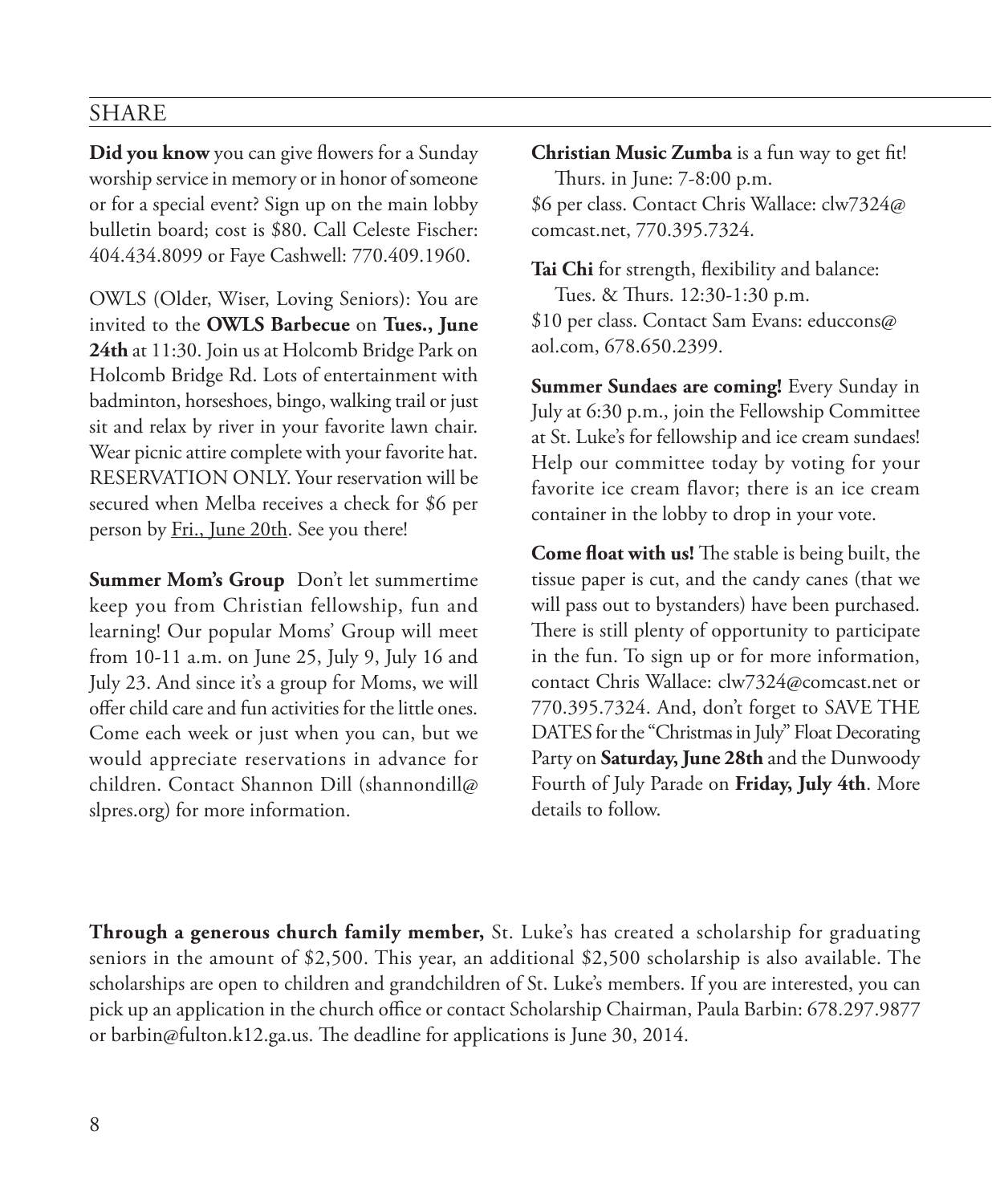## SHARE

**Did you know** you can give flowers for a Sunday worship service in memory or in honor of someone or for a special event? Sign up on the main lobby bulletin board; cost is $80. Call Celeste Fischer: 404.434.8099 or Faye Cashwell: 770.409.1960.

OWLS (Older, Wiser, Loving Seniors): You are invited to the **OWLS Barbecue** on **Tues., June 24th** at 11:30. Join us at Holcomb Bridge Park on Holcomb Bridge Rd. Lots of entertainment with badminton, horseshoes, bingo, walking trail or just sit and relax by river in your favorite lawn chair. Wear picnic attire complete with your favorite hat. RESERVATION ONLY. Your reservation will be secured when Melba receives a check for $6 per person by Fri., June 20th. See you there!

**Summer Mom's Group** Don't let summertime keep you from Christian fellowship, fun and learning! Our popular Moms' Group will meet from 10-11 a.m. on June 25, July 9, July 16 and July 23. And since it's a group for Moms, we will offer child care and fun activities for the little ones. Come each week or just when you can, but we would appreciate reservations in advance for children. Contact Shannon Dill (shannondill@slpres.org) for more information.

**Christian Music Zumba** is a fun way to get fit!
Thurs. in June: 7-8:00 p.m.
$6 per class. Contact Chris Wallace: clw7324@comcast.net, 770.395.7324.

**Tai Chi** for strength, flexibility and balance:
Tues. & Thurs. 12:30-1:30 p.m.
$10 per class. Contact Sam Evans: educcons@aol.com, 678.650.2399.

**Summer Sundaes are coming!** Every Sunday in July at 6:30 p.m., join the Fellowship Committee at St. Luke's for fellowship and ice cream sundaes! Help our committee today by voting for your favorite ice cream flavor; there is an ice cream container in the lobby to drop in your vote.

**Come float with us!** The stable is being built, the tissue paper is cut, and the candy canes (that we will pass out to bystanders) have been purchased. There is still plenty of opportunity to participate in the fun. To sign up or for more information, contact Chris Wallace: clw7324@comcast.net or 770.395.7324. And, don't forget to SAVE THE DATES for the "Christmas in July" Float Decorating Party on **Saturday, June 28th** and the Dunwoody Fourth of July Parade on **Friday, July 4th**. More details to follow.

**Through a generous church family member,** St. Luke's has created a scholarship for graduating seniors in the amount of $2,500. This year, an additional $2,500 scholarship is also available. The scholarships are open to children and grandchildren of St. Luke's members. If you are interested, you can pick up an application in the church office or contact Scholarship Chairman, Paula Barbin: 678.297.9877 or barbin@fulton.k12.ga.us. The deadline for applications is June 30, 2014.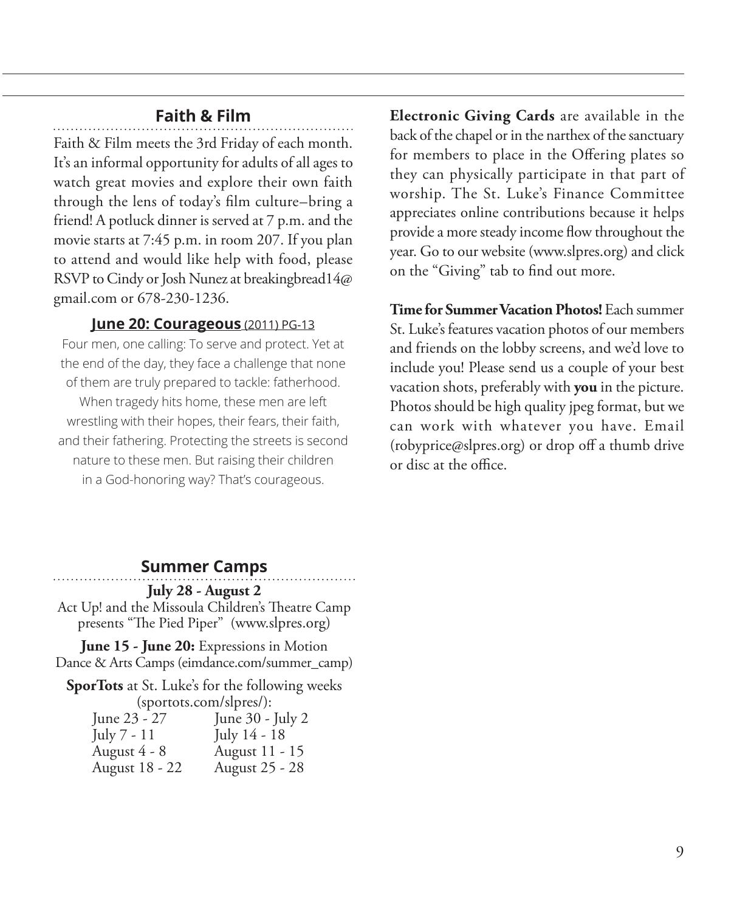## Faith & Film

Faith & Film meets the 3rd Friday of each month. It's an informal opportunity for adults of all ages to watch great movies and explore their own faith through the lens of today's film culture–bring a friend! A potluck dinner is served at 7 p.m. and the movie starts at 7:45 p.m. in room 207. If you plan to attend and would like help with food, please RSVP to Cindy or Josh Nunez at breakingbread14@gmail.com or 678-230-1236.

### June 20: Courageous (2011) PG-13

Four men, one calling: To serve and protect. Yet at the end of the day, they face a challenge that none of them are truly prepared to tackle: fatherhood. When tragedy hits home, these men are left wrestling with their hopes, their fears, their faith, and their fathering. Protecting the streets is second nature to these men. But raising their children in a God-honoring way? That's courageous.

## Summer Camps

**July 28 - August 2**
Act Up! and the Missoula Children's Theatre Camp presents "The Pied Piper" (www.slpres.org)

**June 15 - June 20:** Expressions in Motion Dance & Arts Camps (eimdance.com/summer_camp)

**SporTots** at St. Luke's for the following weeks (sportots.com/slpres/):

| | |
|---|---|
| June 23 - 27 | June 30 - July 2 |
| July 7 - 11 | July 14 - 18 |
| August 4 - 8 | August 11 - 15 |
| August 18 - 22 | August 25 - 28 |

**Electronic Giving Cards** are available in the back of the chapel or in the narthex of the sanctuary for members to place in the Offering plates so they can physically participate in that part of worship. The St. Luke's Finance Committee appreciates online contributions because it helps provide a more steady income flow throughout the year. Go to our website (www.slpres.org) and click on the "Giving" tab to find out more.

**Time for Summer Vacation Photos!** Each summer St. Luke's features vacation photos of our members and friends on the lobby screens, and we'd love to include you! Please send us a couple of your best vacation shots, preferably with **you** in the picture. Photos should be high quality jpeg format, but we can work with whatever you have. Email (robyprice@slpres.org) or drop off a thumb drive or disc at the office.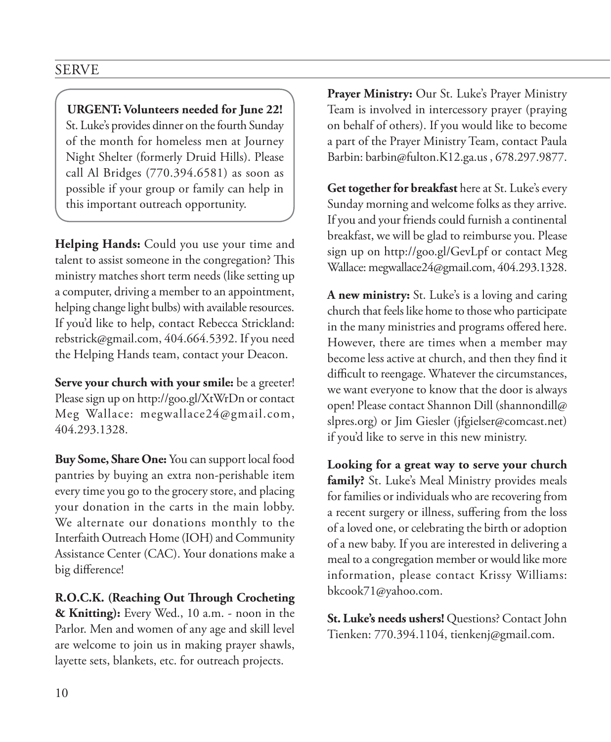## SERVE

**URGENT: Volunteers needed for June 22!** St. Luke's provides dinner on the fourth Sunday of the month for homeless men at Journey Night Shelter (formerly Druid Hills). Please call Al Bridges (770.394.6581) as soon as possible if your group or family can help in this important outreach opportunity.

**Helping Hands:** Could you use your time and talent to assist someone in the congregation? This ministry matches short term needs (like setting up a computer, driving a member to an appointment, helping change light bulbs) with available resources. If you'd like to help, contact Rebecca Strickland: rebstrick@gmail.com, 404.664.5392. If you need the Helping Hands team, contact your Deacon.

**Serve your church with your smile:** be a greeter! Please sign up on http://goo.gl/XtWrDn or contact Meg Wallace: megwallace24@gmail.com, 404.293.1328.

**Buy Some, Share One:** You can support local food pantries by buying an extra non-perishable item every time you go to the grocery store, and placing your donation in the carts in the main lobby. We alternate our donations monthly to the Interfaith Outreach Home (IOH) and Community Assistance Center (CAC). Your donations make a big difference!

**R.O.C.K. (Reaching Out Through Crocheting & Knitting):** Every Wed., 10 a.m. - noon in the Parlor. Men and women of any age and skill level are welcome to join us in making prayer shawls, layette sets, blankets, etc. for outreach projects.

**Prayer Ministry:** Our St. Luke's Prayer Ministry Team is involved in intercessory prayer (praying on behalf of others). If you would like to become a part of the Prayer Ministry Team, contact Paula Barbin: barbin@fulton.K12.ga.us , 678.297.9877.

**Get together for breakfast** here at St. Luke's every Sunday morning and welcome folks as they arrive. If you and your friends could furnish a continental breakfast, we will be glad to reimburse you. Please sign up on http://goo.gl/GevLpf or contact Meg Wallace: megwallace24@gmail.com, 404.293.1328.

**A new ministry:** St. Luke's is a loving and caring church that feels like home to those who participate in the many ministries and programs offered here. However, there are times when a member may become less active at church, and then they find it difficult to reengage. Whatever the circumstances, we want everyone to know that the door is always open! Please contact Shannon Dill (shannondill@slpres.org) or Jim Giesler (jfgielser@comcast.net) if you'd like to serve in this new ministry.

**Looking for a great way to serve your church family?** St. Luke's Meal Ministry provides meals for families or individuals who are recovering from a recent surgery or illness, suffering from the loss of a loved one, or celebrating the birth or adoption of a new baby. If you are interested in delivering a meal to a congregation member or would like more information, please contact Krissy Williams: bkcook71@yahoo.com.

**St. Luke's needs ushers!** Questions? Contact John Tienken: 770.394.1104, tienkenj@gmail.com.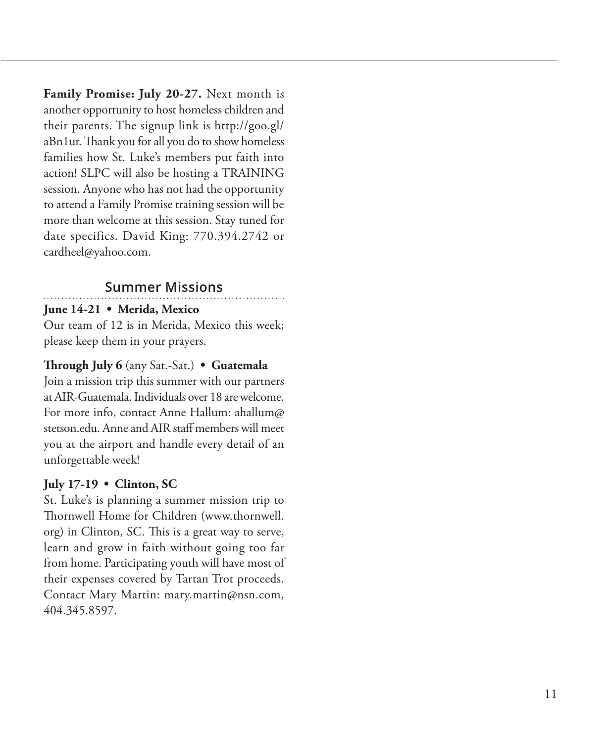**Family Promise: July 20-27.** Next month is another opportunity to host homeless children and their parents. The signup link is http://goo.gl/aBn1ur. Thank you for all you do to show homeless families how St. Luke's members put faith into action! SLPC will also be hosting a TRAINING session. Anyone who has not had the opportunity to attend a Family Promise training session will be more than welcome at this session. Stay tuned for date specifics. David King: 770.394.2742 or cardheel@yahoo.com.

## Summer Missions

**June 14-21 • Merida, Mexico**
Our team of 12 is in Merida, Mexico this week; please keep them in your prayers.

**Through July 6** (any Sat.-Sat.) **• Guatemala**
Join a mission trip this summer with our partners at AIR-Guatemala. Individuals over 18 are welcome. For more info, contact Anne Hallum: ahallum@stetson.edu. Anne and AIR staff members will meet you at the airport and handle every detail of an unforgettable week!

**July 17-19 • Clinton, SC**
St. Luke's is planning a summer mission trip to Thornwell Home for Children (www.thornwell.org) in Clinton, SC. This is a great way to serve, learn and grow in faith without going too far from home. Participating youth will have most of their expenses covered by Tartan Trot proceeds. Contact Mary Martin: mary.martin@nsn.com, 404.345.8597.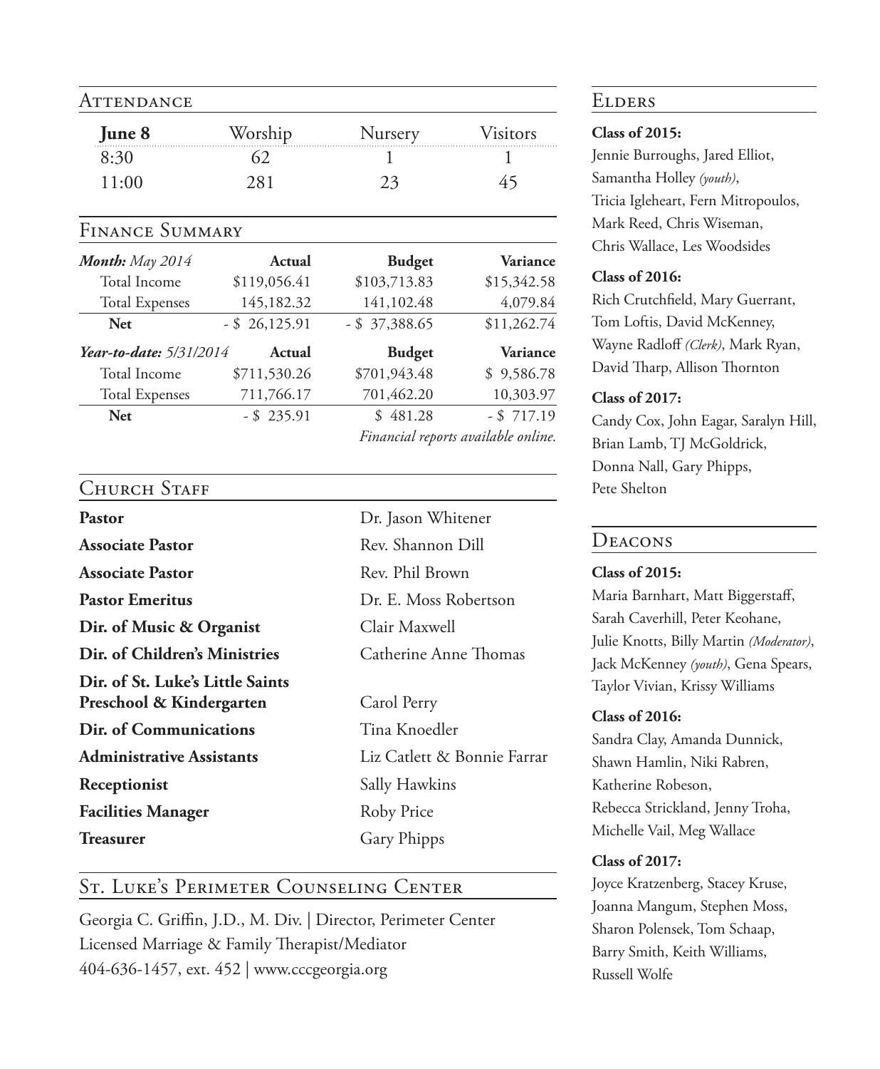## Attendance

| June 8 | Worship | Nursery | Visitors |
|---|---|---|---|
| 8:30 | 62 | 1 | 1 |
| 11:00 | 281 | 23 | 45 |

## Finance Summary

| ***Month:*** *May 2014* | **Actual** | **Budget** | **Variance** |
|---|---|---|---|
| Total Income | $119,056.41 | $103,713.83 | $15,342.58 |
| Total Expenses | 145,182.32 | 141,102.48 | 4,079.84 |
| **Net** | - $ 26,125.91 | - $ 37,388.65 | $11,262.74 |
| ***Year-to-date:*** *5/31/2014* | **Actual** | **Budget** | **Variance** |
| Total Income | $711,530.26 | $701,943.48 | $ 9,586.78 |
| Total Expenses | 711,766.17 | 701,462.20 | 10,303.97 |
| **Net** | - $ 235.91 | $ 481.28 | - $ 717.19 |

*Financial reports available online.*

## Church Staff

| | |
|---|---|
| **Pastor** | Dr. Jason Whitener |
| **Associate Pastor** | Rev. Shannon Dill |
| **Associate Pastor** | Rev. Phil Brown |
| **Pastor Emeritus** | Dr. E. Moss Robertson |
| **Dir. of Music & Organist** | Clair Maxwell |
| **Dir. of Children's Ministries** | Catherine Anne Thomas |
| **Dir. of St. Luke's Little Saints Preschool & Kindergarten** | Carol Perry |
| **Dir. of Communications** | Tina Knoedler |
| **Administrative Assistants** | Liz Catlett & Bonnie Farrar |
| **Receptionist** | Sally Hawkins |
| **Facilities Manager** | Roby Price |
| **Treasurer** | Gary Phipps |

## St. Luke's Perimeter Counseling Center

Georgia C. Griffin, J.D., M. Div. | Director, Perimeter Center
Licensed Marriage & Family Therapist/Mediator
404-636-1457, ext. 452 | www.cccgeorgia.org

## Elders

**Class of 2015:**
Jennie Burroughs, Jared Elliot, Samantha Holley *(youth)*, Tricia Igleheart, Fern Mitropoulos, Mark Reed, Chris Wiseman, Chris Wallace, Les Woodsides

**Class of 2016:**
Rich Crutchfield, Mary Guerrant, Tom Loftis, David McKenney, Wayne Radloff *(Clerk)*, Mark Ryan, David Tharp, Allison Thornton

**Class of 2017:**
Candy Cox, John Eagar, Saralyn Hill, Brian Lamb, TJ McGoldrick, Donna Nall, Gary Phipps, Pete Shelton

## Deacons

**Class of 2015:**
Maria Barnhart, Matt Biggerstaff, Sarah Caverhill, Peter Keohane, Julie Knotts, Billy Martin *(Moderator)*, Jack McKenney *(youth)*, Gena Spears, Taylor Vivian, Krissy Williams

**Class of 2016:**
Sandra Clay, Amanda Dunnick, Shawn Hamlin, Niki Rabren, Katherine Robeson, Rebecca Strickland, Jenny Troha, Michelle Vail, Meg Wallace

**Class of 2017:**
Joyce Kratzenberg, Stacey Kruse, Joanna Mangum, Stephen Moss, Sharon Polensek, Tom Schaap, Barry Smith, Keith Williams, Russell Wolfe